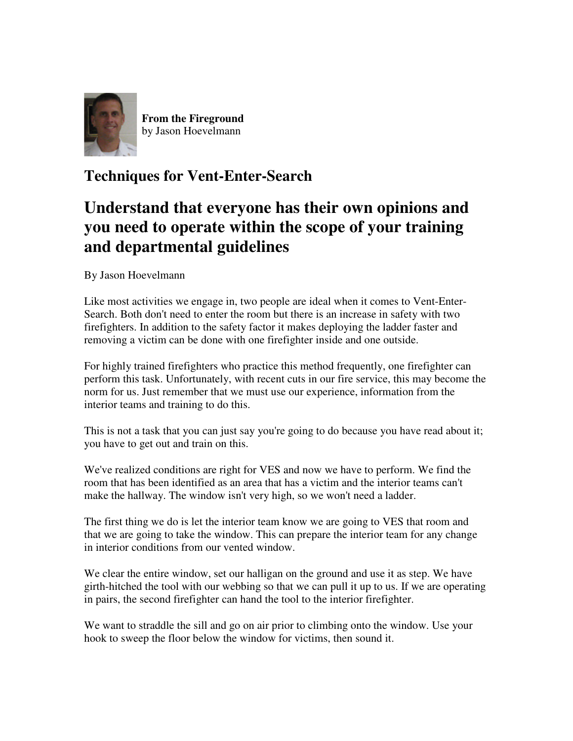**From the Fireground**
by Jason Hoevelmann

# Techniques for Vent-Enter-Search

## Understand that everyone has their own opinions and you need to operate within the scope of your training and departmental guidelines

By Jason Hoevelmann

Like most activities we engage in, two people are ideal when it comes to Vent-Enter-Search. Both don't need to enter the room but there is an increase in safety with two firefighters. In addition to the safety factor it makes deploying the ladder faster and removing a victim can be done with one firefighter inside and one outside.

For highly trained firefighters who practice this method frequently, one firefighter can perform this task. Unfortunately, with recent cuts in our fire service, this may become the norm for us. Just remember that we must use our experience, information from the interior teams and training to do this.

This is not a task that you can just say you're going to do because you have read about it; you have to get out and train on this.

We've realized conditions are right for VES and now we have to perform. We find the room that has been identified as an area that has a victim and the interior teams can't make the hallway. The window isn't very high, so we won't need a ladder.

The first thing we do is let the interior team know we are going to VES that room and that we are going to take the window. This can prepare the interior team for any change in interior conditions from our vented window.

We clear the entire window, set our halligan on the ground and use it as step. We have girth-hitched the tool with our webbing so that we can pull it up to us. If we are operating in pairs, the second firefighter can hand the tool to the interior firefighter.

We want to straddle the sill and go on air prior to climbing onto the window. Use your hook to sweep the floor below the window for victims, then sound it.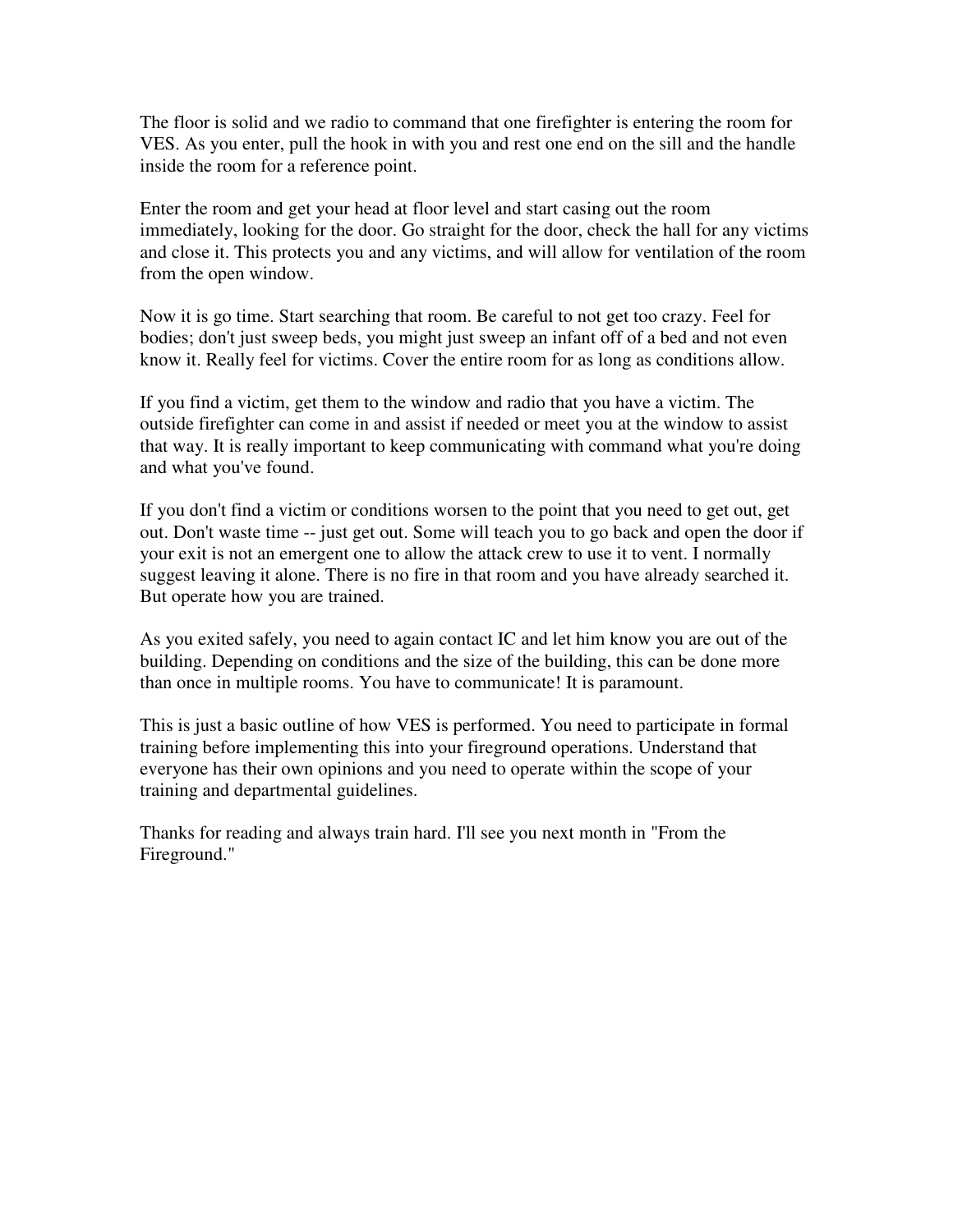The floor is solid and we radio to command that one firefighter is entering the room for VES. As you enter, pull the hook in with you and rest one end on the sill and the handle inside the room for a reference point.

Enter the room and get your head at floor level and start casing out the room immediately, looking for the door. Go straight for the door, check the hall for any victims and close it. This protects you and any victims, and will allow for ventilation of the room from the open window.

Now it is go time. Start searching that room. Be careful to not get too crazy. Feel for bodies; don't just sweep beds, you might just sweep an infant off of a bed and not even know it. Really feel for victims. Cover the entire room for as long as conditions allow.

If you find a victim, get them to the window and radio that you have a victim. The outside firefighter can come in and assist if needed or meet you at the window to assist that way. It is really important to keep communicating with command what you're doing and what you've found.

If you don't find a victim or conditions worsen to the point that you need to get out, get out. Don't waste time -- just get out. Some will teach you to go back and open the door if your exit is not an emergent one to allow the attack crew to use it to vent. I normally suggest leaving it alone. There is no fire in that room and you have already searched it. But operate how you are trained.

As you exited safely, you need to again contact IC and let him know you are out of the building. Depending on conditions and the size of the building, this can be done more than once in multiple rooms. You have to communicate! It is paramount.

This is just a basic outline of how VES is performed. You need to participate in formal training before implementing this into your fireground operations. Understand that everyone has their own opinions and you need to operate within the scope of your training and departmental guidelines.

Thanks for reading and always train hard. I'll see you next month in "From the Fireground."